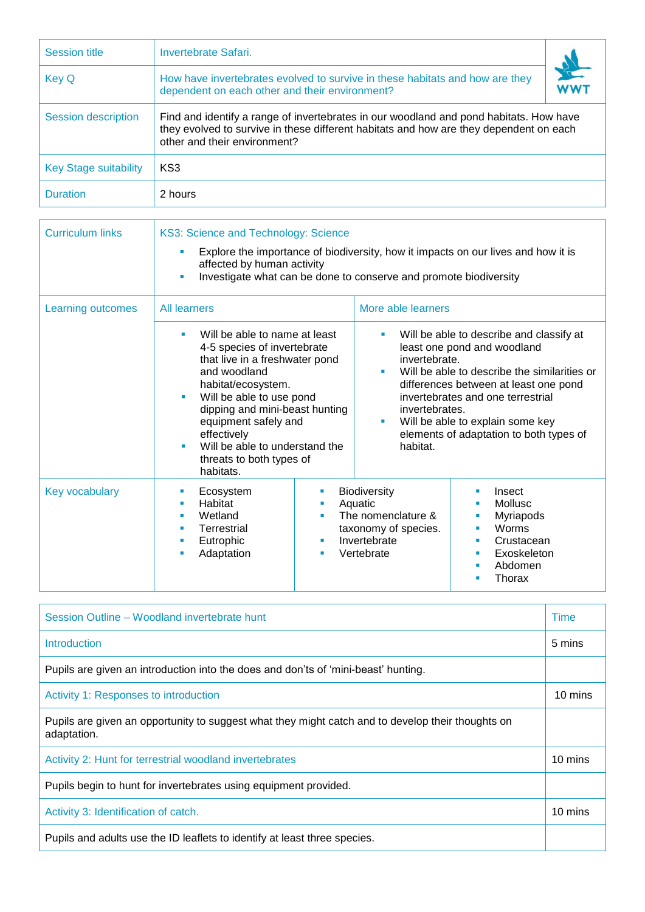| Session title | Invertebrate Safari. |
|---|---|
| Key Q | How have invertebrates evolved to survive in these habitats and how are they dependent on each other and their environment? |
| Session description | Find and identify a range of invertebrates in our woodland and pond habitats. How have they evolved to survive in these different habitats and how are they dependent on each other and their environment? |
| Key Stage suitability | KS3 |
| Duration | 2 hours |

| Curriculum links | KS3: Science and Technology: Science<br>- Explore the importance of biodiversity, how it impacts on our lives and how it is affected by human activity<br>- Investigate what can be done to conserve and promote biodiversity | |
|---|---|---|
| Learning outcomes | All learners | More able learners |
| | - Will be able to name at least 4-5 species of invertebrate that live in a freshwater pond and woodland habitat/ecosystem.<br>- Will be able to use pond dipping and mini-beast hunting equipment safely and effectively<br>- Will be able to understand the threats to both types of habitats. | - Will be able to describe and classify at least one pond and woodland invertebrate.<br>- Will be able to describe the similarities or differences between at least one pond invertebrates and one terrestrial invertebrates.<br>- Will be able to explain some key elements of adaptation to both types of habitat. |

| Key vocabulary | | | |
|---|---|---|---|
| | - Ecosystem<br>- Habitat<br>- Wetland<br>- Terrestrial<br>- Eutrophic<br>- Adaptation | - Biodiversity<br>- Aquatic<br>- The nomenclature & taxonomy of species.<br>- Invertebrate<br>- Vertebrate | - Insect<br>- Mollusc<br>- Myriapods<br>- Worms<br>- Crustacean<br>- Exoskeleton<br>- Abdomen<br>- Thorax |

| Session Outline – Woodland invertebrate hunt | Time |
|---|---|
| Introduction | 5 mins |
| Pupils are given an introduction into the does and don'ts of 'mini-beast' hunting. | |
| Activity 1: Responses to introduction | 10 mins |
| Pupils are given an opportunity to suggest what they might catch and to develop their thoughts on adaptation. | |
| Activity 2: Hunt for terrestrial woodland invertebrates | 10 mins |
| Pupils begin to hunt for invertebrates using equipment provided. | |
| Activity 3: Identification of catch. | 10 mins |
| Pupils and adults use the ID leaflets to identify at least three species. | |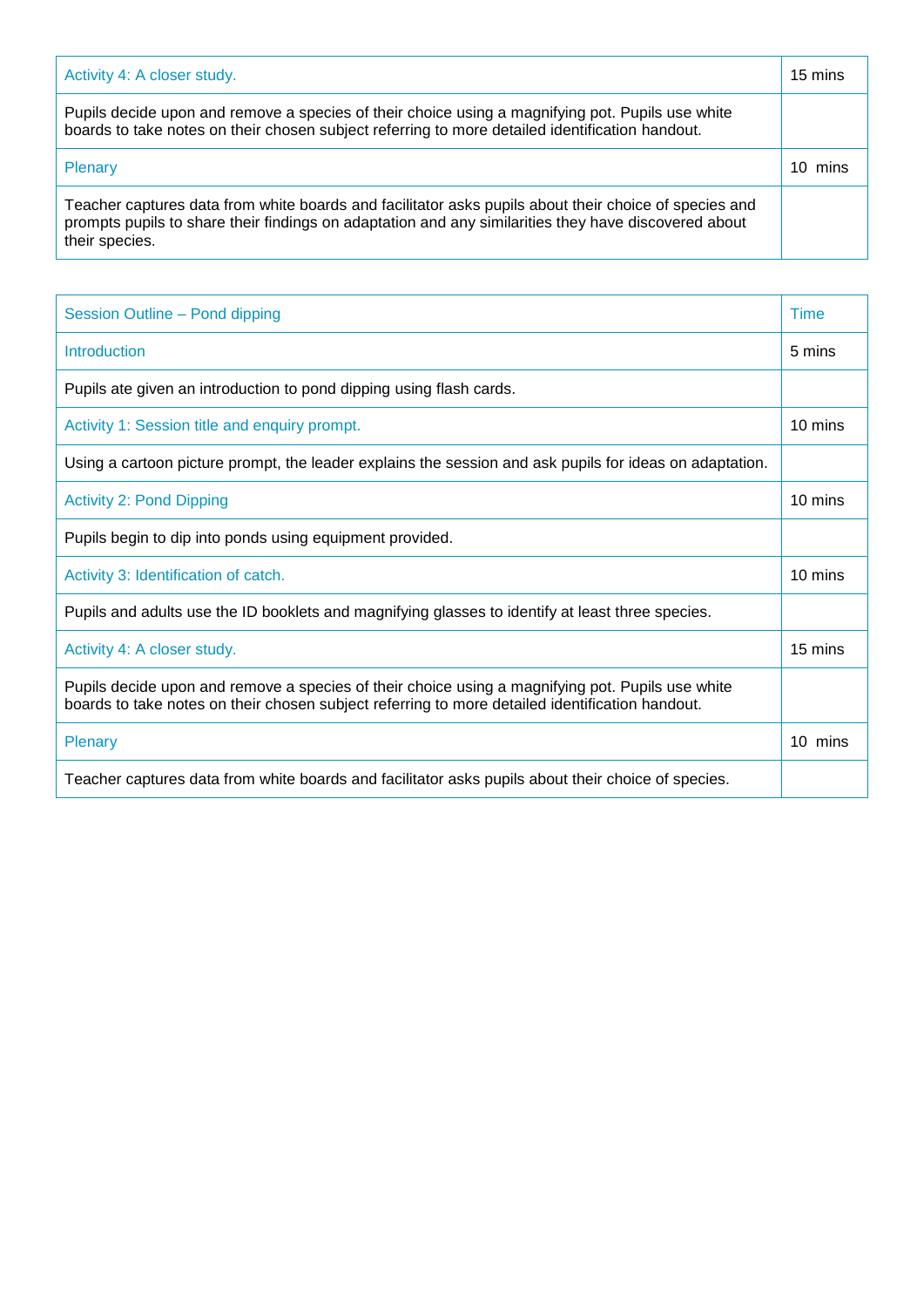| | |
|---|---|
| Activity 4: A closer study. | 15 mins |
| Pupils decide upon and remove a species of their choice using a magnifying pot. Pupils use white boards to take notes on their chosen subject referring to more detailed identification handout. | |
| Plenary | 10 mins |
| Teacher captures data from white boards and facilitator asks pupils about their choice of species and prompts pupils to share their findings on adaptation and any similarities they have discovered about their species. | |

| Session Outline – Pond dipping | Time |
|---|---|
| Introduction | 5 mins |
| Pupils ate given an introduction to pond dipping using flash cards. | |
| Activity 1: Session title and enquiry prompt. | 10 mins |
| Using a cartoon picture prompt, the leader explains the session and ask pupils for ideas on adaptation. | |
| Activity 2: Pond Dipping | 10 mins |
| Pupils begin to dip into ponds using equipment provided. | |
| Activity 3: Identification of catch. | 10 mins |
| Pupils and adults use the ID booklets and magnifying glasses to identify at least three species. | |
| Activity 4: A closer study. | 15 mins |
| Pupils decide upon and remove a species of their choice using a magnifying pot. Pupils use white boards to take notes on their chosen subject referring to more detailed identification handout. | |
| Plenary | 10 mins |
| Teacher captures data from white boards and facilitator asks pupils about their choice of species. | |